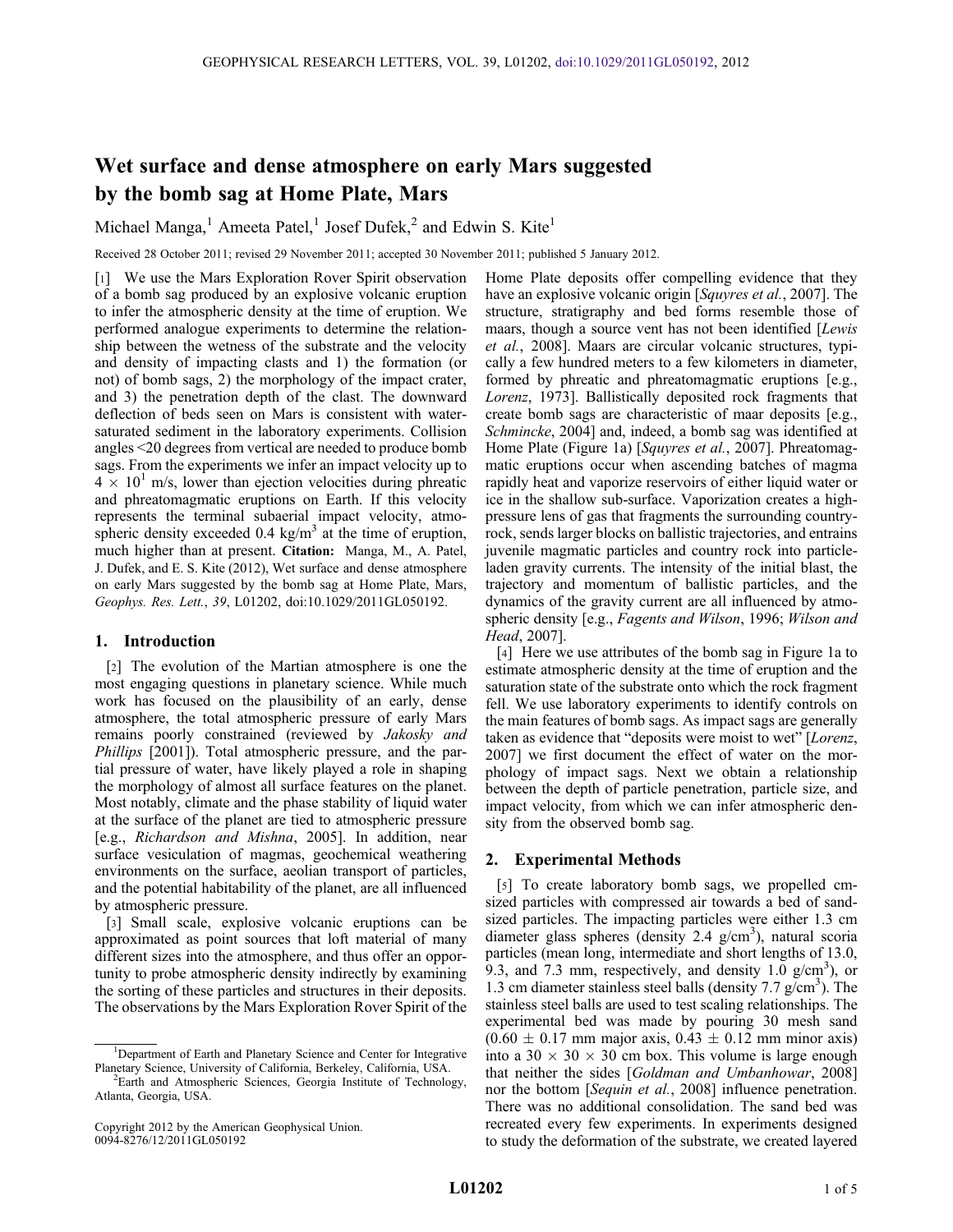# Wet surface and dense atmosphere on early Mars suggested by the bomb sag at Home Plate, Mars

Michael Manga,[1] Ameeta Patel,[1] Josef Dufek,[2] and Edwin S. Kite[1]

Received 28 October 2011; revised 29 November 2011; accepted 30 November 2011; published 5 January 2012.

[1] We use the Mars Exploration Rover Spirit observation of a bomb sag produced by an explosive volcanic eruption to infer the atmospheric density at the time of eruption. We performed analogue experiments to determine the relationship between the wetness of the substrate and the velocity and density of impacting clasts and 1) the formation (or not) of bomb sags, 2) the morphology of the impact crater, and 3) the penetration depth of the clast. The downward deflection of beds seen on Mars is consistent with water-saturated sediment in the laboratory experiments. Collision angles <20 degrees from vertical are needed to produce bomb sags. From the experiments we infer an impact velocity up to $4 \times 10^1$ m/s, lower than ejection velocities during phreatic and phreatomagmatic eruptions on Earth. If this velocity represents the terminal subaerial impact velocity, atmospheric density exceeded 0.4 kg/m$^3$ at the time of eruption, much higher than at present. **Citation:** Manga, M., A. Patel, J. Dufek, and E. S. Kite (2012), Wet surface and dense atmosphere on early Mars suggested by the bomb sag at Home Plate, Mars, *Geophys. Res. Lett.*, *39*, L01202, doi:10.1029/2011GL050192.

## 1. Introduction

[2] The evolution of the Martian atmosphere is one the most engaging questions in planetary science. While much work has focused on the plausibility of an early, dense atmosphere, the total atmospheric pressure of early Mars remains poorly constrained (reviewed by *Jakosky and Phillips* [2001]). Total atmospheric pressure, and the partial pressure of water, have likely played a role in shaping the morphology of almost all surface features on the planet. Most notably, climate and the phase stability of liquid water at the surface of the planet are tied to atmospheric pressure [e.g., *Richardson and Mishna*, 2005]. In addition, near surface vesiculation of magmas, geochemical weathering environments on the surface, aeolian transport of particles, and the potential habitability of the planet, are all influenced by atmospheric pressure.

[3] Small scale, explosive volcanic eruptions can be approximated as point sources that loft material of many different sizes into the atmosphere, and thus offer an opportunity to probe atmospheric density indirectly by examining the sorting of these particles and structures in their deposits. The observations by the Mars Exploration Rover Spirit of the Home Plate deposits offer compelling evidence that they have an explosive volcanic origin [*Squyres et al.*, 2007]. The structure, stratigraphy and bed forms resemble those of maars, though a source vent has not been identified [*Lewis et al.*, 2008]. Maars are circular volcanic structures, typically a few hundred meters to a few kilometers in diameter, formed by phreatic and phreatomagmatic eruptions [e.g., *Lorenz*, 1973]. Ballistically deposited rock fragments that create bomb sags are characteristic of maar deposits [e.g., *Schmincke*, 2004] and, indeed, a bomb sag was identified at Home Plate (Figure 1a) [*Squyres et al.*, 2007]. Phreatomagmatic eruptions occur when ascending batches of magma rapidly heat and vaporize reservoirs of either liquid water or ice in the shallow sub-surface. Vaporization creates a high-pressure lens of gas that fragments the surrounding country-rock, sends larger blocks on ballistic trajectories, and entrains juvenile magmatic particles and country rock into particle-laden gravity currents. The intensity of the initial blast, the trajectory and momentum of ballistic particles, and the dynamics of the gravity current are all influenced by atmospheric density [e.g., *Fagents and Wilson*, 1996; *Wilson and Head*, 2007].

[4] Here we use attributes of the bomb sag in Figure 1a to estimate atmospheric density at the time of eruption and the saturation state of the substrate onto which the rock fragment fell. We use laboratory experiments to identify controls on the main features of bomb sags. As impact sags are generally taken as evidence that "deposits were moist to wet" [*Lorenz*, 2007] we first document the effect of water on the morphology of impact sags. Next we obtain a relationship between the depth of particle penetration, particle size, and impact velocity, from which we can infer atmospheric density from the observed bomb sag.

## 2. Experimental Methods

[5] To create laboratory bomb sags, we propelled cm-sized particles with compressed air towards a bed of sand-sized particles. The impacting particles were either 1.3 cm diameter glass spheres (density 2.4 g/cm$^3$), natural scoria particles (mean long, intermediate and short lengths of 13.0, 9.3, and 7.3 mm, respectively, and density 1.0 g/cm$^3$), or 1.3 cm diameter stainless steel balls (density 7.7 g/cm$^3$). The stainless steel balls are used to test scaling relationships. The experimental bed was made by pouring 30 mesh sand ($0.60 \pm 0.17$ mm major axis, $0.43 \pm 0.12$ mm minor axis) into a $30 \times 30 \times 30$ cm box. This volume is large enough that neither the sides [*Goldman and Umbanhowar*, 2008] nor the bottom [*Sequin et al.*, 2008] influence penetration. There was no additional consolidation. The sand bed was recreated every few experiments. In experiments designed to study the deformation of the substrate, we created layered

---

[1] Department of Earth and Planetary Science and Center for Integrative Planetary Science, University of California, Berkeley, California, USA.

[2] Earth and Atmospheric Sciences, Georgia Institute of Technology, Atlanta, Georgia, USA.

Copyright 2012 by the American Geophysical Union.
0094-8276/12/2011GL050192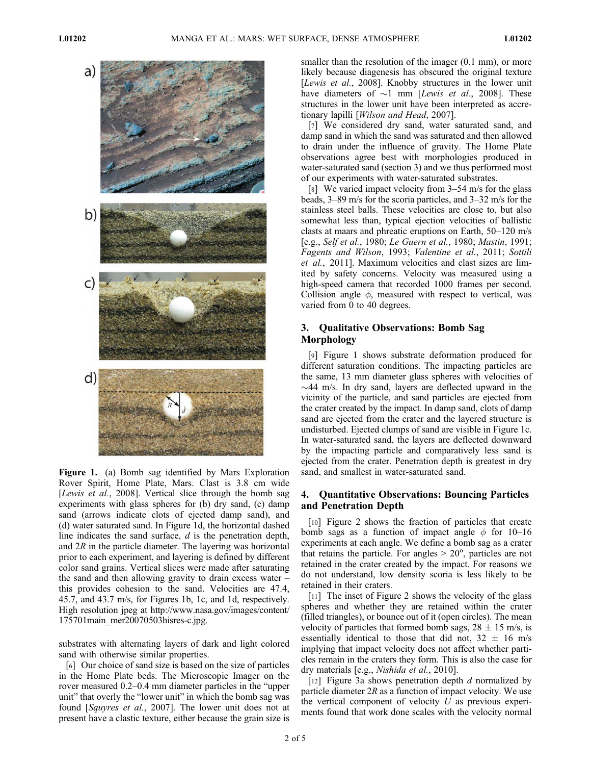Figure 1. (a) Bomb sag identified by Mars Exploration Rover Spirit, Home Plate, Mars. Clast is 3.8 cm wide [*Lewis et al.*, 2008]. Vertical slice through the bomb sag experiments with glass spheres for (b) dry sand, (c) damp sand (arrows indicate clots of ejected damp sand), and (d) water saturated sand. In Figure 1d, the horizontal dashed line indicates the sand surface, $d$ is the penetration depth, and $2R$ in the particle diameter. The layering was horizontal prior to each experiment, and layering is defined by different color sand grains. Vertical slices were made after saturating the sand and then allowing gravity to drain excess water – this provides cohesion to the sand. Velocities are 47.4, 45.7, and 43.7 m/s, for Figures 1b, 1c, and 1d, respectively. High resolution jpeg at http://www.nasa.gov/images/content/175701main_mer20070503hisres-c.jpg.

substrates with alternating layers of dark and light colored sand with otherwise similar properties.

[6] Our choice of sand size is based on the size of particles in the Home Plate beds. The Microscopic Imager on the rover measured 0.2–0.4 mm diameter particles in the "upper unit" that overly the "lower unit" in which the bomb sag was found [*Squyres et al.*, 2007]. The lower unit does not at present have a clastic texture, either because the grain size is smaller than the resolution of the imager (0.1 mm), or more likely because diagenesis has obscured the original texture [*Lewis et al.*, 2008]. Knobby structures in the lower unit have diameters of ~1 mm [*Lewis et al.*, 2008]. These structures in the lower unit have been interpreted as accretionary lapilli [*Wilson and Head*, 2007].

[7] We considered dry sand, water saturated sand, and damp sand in which the sand was saturated and then allowed to drain under the influence of gravity. The Home Plate observations agree best with morphologies produced in water-saturated sand (section 3) and we thus performed most of our experiments with water-saturated substrates.

[8] We varied impact velocity from 3–54 m/s for the glass beads, 3–89 m/s for the scoria particles, and 3–32 m/s for the stainless steel balls. These velocities are close to, but also somewhat less than, typical ejection velocities of ballistic clasts at maars and phreatic eruptions on Earth, 50–120 m/s [e.g., *Self et al.*, 1980; *Le Guern et al.*, 1980; *Mastin*, 1991; *Fagents and Wilson*, 1993; *Valentine et al.*, 2011; *Sottili et al.*, 2011]. Maximum velocities and clast sizes are limited by safety concerns. Velocity was measured using a high-speed camera that recorded 1000 frames per second. Collision angle $\phi$, measured with respect to vertical, was varied from 0 to 40 degrees.

## 3. Qualitative Observations: Bomb Sag Morphology

[9] Figure 1 shows substrate deformation produced for different saturation conditions. The impacting particles are the same, 13 mm diameter glass spheres with velocities of ~44 m/s. In dry sand, layers are deflected upward in the vicinity of the particle, and sand particles are ejected from the crater created by the impact. In damp sand, clots of damp sand are ejected from the crater and the layered structure is undisturbed. Ejected clumps of sand are visible in Figure 1c. In water-saturated sand, the layers are deflected downward by the impacting particle and comparatively less sand is ejected from the crater. Penetration depth is greatest in dry sand, and smallest in water-saturated sand.

## 4. Quantitative Observations: Bouncing Particles and Penetration Depth

[10] Figure 2 shows the fraction of particles that create bomb sags as a function of impact angle $\phi$ for 10–16 experiments at each angle. We define a bomb sag as a crater that retains the particle. For angles > 20°, particles are not retained in the crater created by the impact. For reasons we do not understand, low density scoria is less likely to be retained in their craters.

[11] The inset of Figure 2 shows the velocity of the glass spheres and whether they are retained within the crater (filled triangles), or bounce out of it (open circles). The mean velocity of particles that formed bomb sags, 28 ± 15 m/s, is essentially identical to those that did not, 32 ± 16 m/s implying that impact velocity does not affect whether particles remain in the craters they form. This is also the case for dry materials [e.g., *Nishida et al.*, 2010].

[12] Figure 3a shows penetration depth $d$ normalized by particle diameter $2R$ as a function of impact velocity. We use the vertical component of velocity $U$ as previous experiments found that work done scales with the velocity normal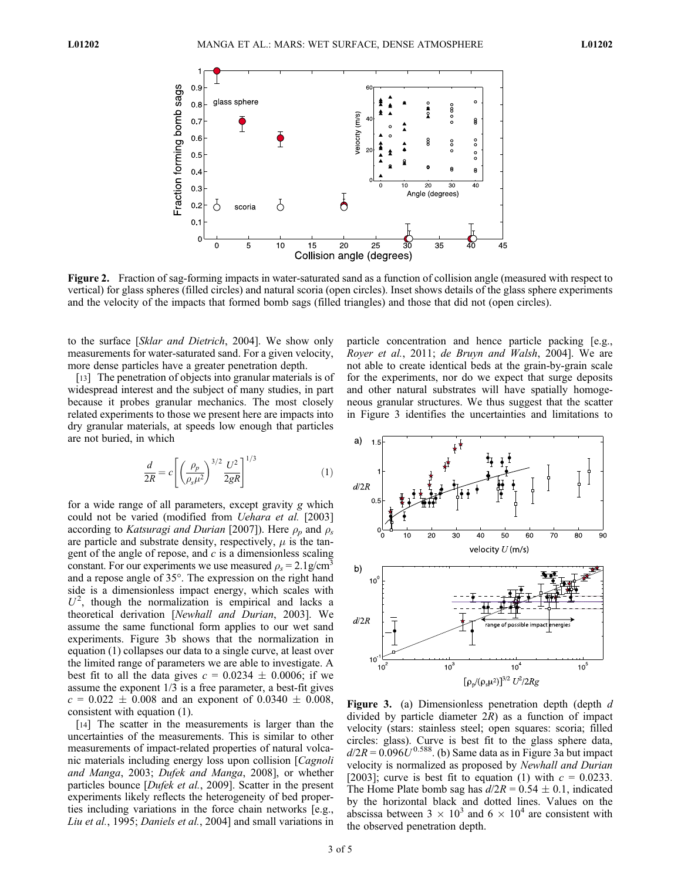**Figure 2.** Fraction of sag-forming impacts in water-saturated sand as a function of collision angle (measured with respect to vertical) for glass spheres (filled circles) and natural scoria (open circles). Inset shows details of the glass sphere experiments and the velocity of the impacts that formed bomb sags (filled triangles) and those that did not (open circles).

to the surface [*Sklar and Dietrich*, 2004]. We show only measurements for water-saturated sand. For a given velocity, more dense particles have a greater penetration depth.

[13] The penetration of objects into granular materials is of widespread interest and the subject of many studies, in part because it probes granular mechanics. The most closely related experiments to those we present here are impacts into dry granular materials, at speeds low enough that particles are not buried, in which

$$\frac{d}{2R} = c\left[\left(\frac{\rho_p}{\rho_s\mu^2}\right)^{3/2}\frac{U^2}{2gR}\right]^{1/3} \quad (1)$$

for a wide range of all parameters, except gravity $g$ which could not be varied (modified from *Uehara et al.* [2003] according to *Katsuragi and Durian* [2007]). Here $\rho_p$ and $\rho_s$ are particle and substrate density, respectively, $\mu$ is the tangent of the angle of repose, and $c$ is a dimensionless scaling constant. For our experiments we use measured $\rho_s = 2.1 \mathrm{g/cm^3}$ and a repose angle of 35°. The expression on the right hand side is a dimensionless impact energy, which scales with $U^2$, though the normalization is empirical and lacks a theoretical derivation [*Newhall and Durian*, 2003]. We assume the same functional form applies to our wet sand experiments. Figure 3b shows that the normalization in equation (1) collapses our data to a single curve, at least over the limited range of parameters we are able to investigate. A best fit to all the data gives $c = 0.0234 \pm 0.0006$; if we assume the exponent 1/3 is a free parameter, a best-fit gives $c = 0.022 \pm 0.008$ and an exponent of $0.0340 \pm 0.008$, consistent with equation (1).

[14] The scatter in the measurements is larger than the uncertainties of the measurements. This is similar to other measurements of impact-related properties of natural volcanic materials including energy loss upon collision [*Cagnoli and Manga*, 2003; *Dufek and Manga*, 2008], or whether particles bounce [*Dufek et al.*, 2009]. Scatter in the present experiments likely reflects the heterogeneity of bed properties including variations in the force chain networks [e.g., *Liu et al.*, 1995; *Daniels et al.*, 2004] and small variations in particle concentration and hence particle packing [e.g., *Royer et al.*, 2011; *de Bruyn and Walsh*, 2004]. We are not able to create identical beds at the grain-by-grain scale for the experiments, nor do we expect that surge deposits and other natural substrates will have spatially homogeneous granular structures. We thus suggest that the scatter in Figure 3 identifies the uncertainties and limitations to

**Figure 3.** (a) Dimensionless penetration depth (depth $d$ divided by particle diameter $2R$) as a function of impact velocity (stars: stainless steel; open squares: scoria; filled circles: glass). Curve is best fit to the glass sphere data, $d/2R = 0.096U^{0.588}$. (b) Same data as in Figure 3a but impact velocity is normalized as proposed by *Newhall and Durian* [2003]; curve is best fit to equation (1) with $c = 0.0233$. The Home Plate bomb sag has $d/2R = 0.54 \pm 0.1$, indicated by the horizontal black and dotted lines. Values on the abscissa between $3 \times 10^3$ and $6 \times 10^4$ are consistent with the observed penetration depth.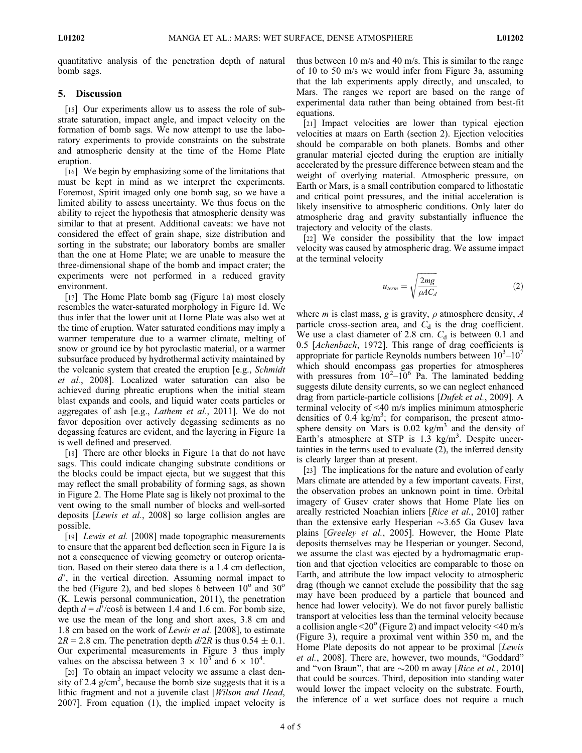quantitative analysis of the penetration depth of natural bomb sags.

## 5. Discussion

[15] Our experiments allow us to assess the role of substrate saturation, impact angle, and impact velocity on the formation of bomb sags. We now attempt to use the laboratory experiments to provide constraints on the substrate and atmospheric density at the time of the Home Plate eruption.

[16] We begin by emphasizing some of the limitations that must be kept in mind as we interpret the experiments. Foremost, Spirit imaged only one bomb sag, so we have a limited ability to assess uncertainty. We thus focus on the ability to reject the hypothesis that atmospheric density was similar to that at present. Additional caveats: we have not considered the effect of grain shape, size distribution and sorting in the substrate; our laboratory bombs are smaller than the one at Home Plate; we are unable to measure the three-dimensional shape of the bomb and impact crater; the experiments were not performed in a reduced gravity environment.

[17] The Home Plate bomb sag (Figure 1a) most closely resembles the water-saturated morphology in Figure 1d. We thus infer that the lower unit at Home Plate was also wet at the time of eruption. Water saturated conditions may imply a warmer temperature due to a warmer climate, melting of snow or ground ice by hot pyroclastic material, or a warmer subsurface produced by hydrothermal activity maintained by the volcanic system that created the eruption [e.g., *Schmidt et al.*, 2008]. Localized water saturation can also be achieved during phreatic eruptions when the initial steam blast expands and cools, and liquid water coats particles or aggregates of ash [e.g., *Lathem et al.*, 2011]. We do not favor deposition over actively degassing sediments as no degassing features are evident, and the layering in Figure 1a is well defined and preserved.

[18] There are other blocks in Figure 1a that do not have sags. This could indicate changing substrate conditions or the blocks could be impact ejecta, but we suggest that this may reflect the small probability of forming sags, as shown in Figure 2. The Home Plate sag is likely not proximal to the vent owing to the small number of blocks and well-sorted deposits [*Lewis et al.*, 2008] so large collision angles are possible.

[19] *Lewis et al.* [2008] made topographic measurements to ensure that the apparent bed deflection seen in Figure 1a is not a consequence of viewing geometry or outcrop orientation. Based on their stereo data there is a 1.4 cm deflection, $d'$, in the vertical direction. Assuming normal impact to the bed (Figure 2), and bed slopes $\delta$ between $10^o$ and $30^o$ (K. Lewis personal communication, 2011), the penetration depth $d = d'/\cos\delta$ is between 1.4 and 1.6 cm. For bomb size, we use the mean of the long and short axes, 3.8 cm and 1.8 cm based on the work of *Lewis et al.* [2008], to estimate $2R = 2.8$ cm. The penetration depth $d/2R$ is thus $0.54 \pm 0.1$. Our experimental measurements in Figure 3 thus imply values on the abscissa between $3 \times 10^3$ and $6 \times 10^4$.

[20] To obtain an impact velocity we assume a clast density of 2.4 g/cm$^3$, because the bomb size suggests that it is a lithic fragment and not a juvenile clast [*Wilson and Head*, 2007]. From equation (1), the implied impact velocity is thus between 10 m/s and 40 m/s. This is similar to the range of 10 to 50 m/s we would infer from Figure 3a, assuming that the lab experiments apply directly, and unscaled, to Mars. The ranges we report are based on the range of experimental data rather than being obtained from best-fit equations.

[21] Impact velocities are lower than typical ejection velocities at maars on Earth (section 2). Ejection velocities should be comparable on both planets. Bombs and other granular material ejected during the eruption are initially accelerated by the pressure difference between steam and the weight of overlying material. Atmospheric pressure, on Earth or Mars, is a small contribution compared to lithostatic and critical point pressures, and the initial acceleration is likely insensitive to atmospheric conditions. Only later do atmospheric drag and gravity substantially influence the trajectory and velocity of the clasts.

[22] We consider the possibility that the low impact velocity was caused by atmospheric drag. We assume impact at the terminal velocity

$$u_{term} = \sqrt{\frac{2mg}{\rho A C_d}} \qquad (2)$$

where $m$ is clast mass, $g$ is gravity, $\rho$ atmosphere density, $A$ particle cross-section area, and $C_d$ is the drag coefficient. We use a clast diameter of 2.8 cm. $C_d$ is between 0.1 and 0.5 [*Achenbach*, 1972]. This range of drag coefficients is appropriate for particle Reynolds numbers between $10^3$–$10^7$ which should encompass gas properties for atmospheres with pressures from $10^2$–$10^6$ Pa. The laminated bedding suggests dilute density currents, so we can neglect enhanced drag from particle-particle collisions [*Dufek et al.*, 2009]. A terminal velocity of <40 m/s implies minimum atmospheric densities of 0.4 kg/m$^3$; for comparison, the present atmosphere density on Mars is 0.02 kg/m$^3$ and the density of Earth's atmosphere at STP is 1.3 kg/m$^3$. Despite uncertainties in the terms used to evaluate (2), the inferred density is clearly larger than at present.

[23] The implications for the nature and evolution of early Mars climate are attended by a few important caveats. First, the observation probes an unknown point in time. Orbital imagery of Gusev crater shows that Home Plate lies on areally restricted Noachian inliers [*Rice et al.*, 2010] rather than the extensive early Hesperian ~3.65 Ga Gusev lava plains [*Greeley et al.*, 2005]. However, the Home Plate deposits themselves may be Hesperian or younger. Second, we assume the clast was ejected by a hydromagmatic eruption and that ejection velocities are comparable to those on Earth, and attribute the low impact velocity to atmospheric drag (though we cannot exclude the possibility that the sag may have been produced by a particle that bounced and hence had lower velocity). We do not favor purely ballistic transport at velocities less than the terminal velocity because a collision angle <20$^o$ (Figure 2) and impact velocity <40 m/s (Figure 3), require a proximal vent within 350 m, and the Home Plate deposits do not appear to be proximal [*Lewis et al.*, 2008]. There are, however, two mounds, "Goddard" and "von Braun", that are ~200 m away [*Rice et al.*, 2010] that could be sources. Third, deposition into standing water would lower the impact velocity on the substrate. Fourth, the inference of a wet surface does not require a much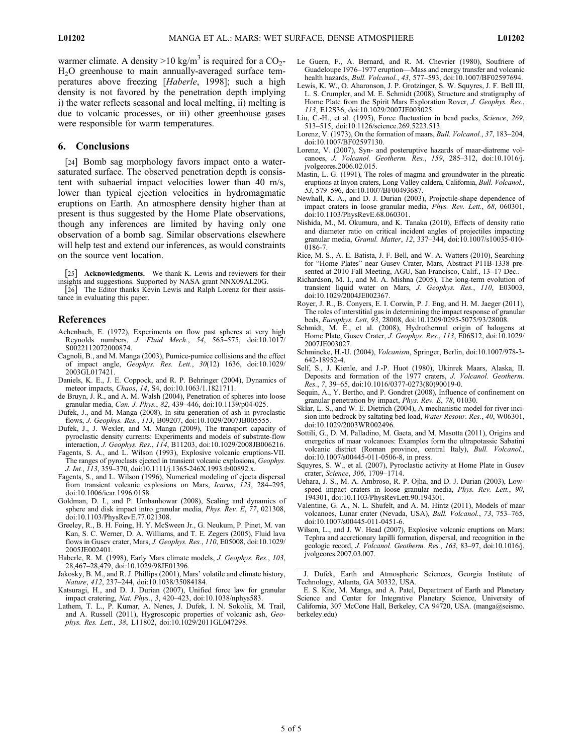warmer climate. A density >10 kg/m$^3$ is required for a $CO_2$-$H_2O$ greenhouse to main annually-averaged surface temperatures above freezing [*Haberle*, 1998]; such a high density is not favored by the penetration depth implying i) the water reflects seasonal and local melting, ii) melting is due to volcanic processes, or iii) other greenhouse gases were responsible for warm temperatures.

## 6. Conclusions

[24] Bomb sag morphology favors impact onto a water-saturated surface. The observed penetration depth is consistent with subaerial impact velocities lower than 40 m/s, lower than typical ejection velocities in hydromagmatic eruptions on Earth. An atmosphere density higher than at present is thus suggested by the Home Plate observations, though any inferences are limited by having only one observation of a bomb sag. Similar observations elsewhere will help test and extend our inferences, as would constraints on the source vent location.

[25] **Acknowledgments.** We thank K. Lewis and reviewers for their insights and suggestions. Supported by NASA grant NNX09AL20G.

[26] The Editor thanks Kevin Lewis and Ralph Lorenz for their assistance in evaluating this paper.

## References

Achenbach, E. (1972), Experiments on flow past spheres at very high Reynolds numbers, *J. Fluid Mech.*, *54*, 565–575, doi:10.1017/S0022112072000874.

Cagnoli, B., and M. Manga (2003), Pumice-pumice collisions and the effect of impact angle, *Geophys. Res. Lett.*, *30*(12) 1636, doi:10.1029/2003GL017421.

Daniels, K. E., J. E. Coppock, and R. P. Behringer (2004), Dynamics of meteor impacts, *Chaos*, *14*, S4, doi:10.1063/1.1821711.

de Bruyn, J. R., and A. M. Walsh (2004), Penetration of spheres into loose granular media, *Can. J. Phys.*, *82*, 439–446, doi:10.1139/p04-025.

Dufek, J., and M. Manga (2008), In situ generation of ash in pyroclastic flows, *J. Geophys. Res.*, *113*, B09207, doi:10.1029/2007JB005555.

Dufek, J., J. Wexler, and M. Manga (2009), The transport capacity of pyroclastic density currents: Experiments and models of substrate-flow interaction, *J. Geophys. Res.*, *114*, B11203, doi:10.1029/2008JB006216.

Fagents, S. A., and L. Wilson (1993), Explosive volcanic eruptions-VII. The ranges of pyroclasts ejected in transient volcanic explosions, *Geophys. J. Int.*, *113*, 359–370, doi:10.1111/j.1365-246X.1993.tb00892.x.

Fagents, S., and L. Wilson (1996), Numerical modeling of ejecta dispersal from transient volcanic explosions on Mars, *Icarus*, *123*, 284–295, doi:10.1006/icar.1996.0158.

Goldman, D. I., and P. Umbanhowar (2008), Scaling and dynamics of sphere and disk impact intro granular media, *Phys. Rev. E*, *77*, 021308, doi:10.1103/PhysRevE.77.021308.

Greeley, R., B. H. Foing, H. Y. McSween Jr., G. Neukum, P. Pinet, M. van Kan, S. C. Werner, D. A. Williams, and T. E. Zegers (2005), Fluid lava flows in Gusev crater, Mars, *J. Geophys. Res.*, *110*, E05008, doi:10.1029/2005JE002401.

Haberle, R. M. (1998), Early Mars climate models, *J. Geophys. Res.*, *103*, 28,467–28,479, doi:10.1029/98JE01396.

Jakosky, B. M., and R. J. Phillips (2001), Mars' volatile and climate history, *Nature*, *412*, 237–244, doi:10.1038/35084184.

Katsuragi, H., and D. J. Durian (2007), Unified force law for granular impact cratering, *Nat. Physics*, *3*, 420–423, doi:10.1038/nphys583.

Lathem, T. L., P. Kumar, A. Nenes, J. Dufek, I. N. Sokolik, M. Trail, and A. Russell (2011), Hygroscopic properties of volcanic ash, *Geophys. Res. Lett.*, *38*, L11802, doi:10.1029/2011GL047298.

Le Guern, F., A. Bernard, and R. M. Chevrier (1980), Soufriere of Guadeloupe 1976–1977 eruption—Mass and energy transfer and volcanic health hazards, *Bull. Volcanol.*, *43*, 577–593, doi:10.1007/BF02597694.

Lewis, K. W., O. Aharonson, J. P. Grotzinger, S. W. Squyres, J. F. Bell III, L. S. Crumpler, and M. E. Schmidt (2008), Structure and stratigraphy of Home Plate from the Spirit Mars Exploration Rover, *J. Geophys. Res.*, *113*, E12S36, doi:10.1029/2007JE003025.

Liu, C.-H., et al. (1995), Force fluctuation in bead packs, *Science*, *269*, 513–515, doi:10.1126/science.269.5223.513.

Lorenz, V. (1973), On the formation of maars, *Bull. Volcanol.*, *37*, 183–204, doi:10.1007/BF02597130.

Lorenz, V. (2007), Syn- and posteruptive hazards of maar-diatreme volcanoes, *J. Volcanol. Geotherm. Res.*, *159*, 285–312, doi:10.1016/j.jvolgeores.2006.02.015.

Mastin, L. G. (1991), The roles of magma and groundwater in the phreatic eruptions at Inyon craters, Long Valley caldera, California, *Bull. Volcanol.*, *53*, 579–596, doi:10.1007/BF00493687.

Newhall, K. A., and D. J. Durian (2003), Projectile-shape dependence of impact craters in loose granular media, *Phys. Rev. Lett.*, *68*, 060301, doi:10.1103/PhysRevE.68.060301.

Nishida, M., M. Okumura, and K. Tanaka (2010), Effects of density ratio and diameter ratio on critical incident angles of projectiles impacting granular media, *Granul. Matter*, *12*, 337–344, doi:10.1007/s10035-010-0186-7.

Rice, M. S., A. E. Batista, J. F. Bell, and W. A. Watters (2010), Searching for "Home Plates" near Gusev Crater, Mars, Abstract P11B-1338 presented at 2010 Fall Meeting, AGU, San Francisco, Calif., 13–17 Dec..

Richardson, M. I., and M. A. Mishna (2005), The long-term evolution of transient liquid water on Mars, *J. Geophys. Res.*, *110*, E03003, doi:10.1029/2004JE002367.

Royer, J. R., B. Conyers, E. I. Corwin, P. J. Eng, and H. M. Jaeger (2011), The roles of interstitial gas in determining the impact response of granular beds, *Europhys. Lett*, *93*, 28008, doi:10.1209/0295-5075/93/28008.

Schmidt, M. E., et al. (2008), Hydrothermal origin of halogens at Home Plate, Gusev Crater, *J. Geophys. Res.*, *113*, E06S12, doi:10.1029/2007JE003027.

Schmincke, H.-U. (2004), *Volcanism*, Springer, Berlin, doi:10.1007/978-3-642-18952-4.

Self, S., J. Kienle, and J.-P. Huot (1980), Ukinrek Maars, Alaska, II. Deposits and formation of the 1977 craters, *J. Volcanol. Geotherm. Res.*, *7*, 39–65, doi:10.1016/0377-0273(80)90019-0.

Sequin, A., Y. Bertho, and P. Gondret (2008), Influence of confinement on granular penetration by impact, *Phys. Rev. E*, *78*, 01030.

Sklar, L. S., and W. E. Dietrich (2004), A mechanistic model for river incision into bedrock by saltating bed load, *Water Resour. Res.*, *40*, W06301, doi:10.1029/2003WR002496.

Sottili, G., D. M. Palladino, M. Gaeta, and M. Masotta (2011), Origins and energetics of maar volcanoes: Examples form the ultrapotassic Sabatini volcanic district (Roman province, central Italy), *Bull. Volcanol.*, doi:10.1007/s00445-011-0506-8, in press.

Squyres, S. W., et al. (2007), Pyroclastic activity at Home Plate in Gusev crater, *Science*, *306*, 1709–1714.

Uehara, J. S., M. A. Ambroso, R. P. Ojha, and D. J. Durian (2003), Low-speed impact craters in loose granular media, *Phys. Rev. Lett.*, *90*, 194301, doi:10.1103/PhysRevLett.90.194301.

Valentine, G. A., N. L. Shufelt, and A. M. Hintz (2011), Models of maar volcanoes, Lunar crater (Nevada, USA), *Bull. Volcanol.*, *73*, 753–765, doi:10.1007/s00445-011-0451-6.

Wilson, L., and J. W. Head (2007), Explosive volcanic eruptions on Mars: Tephra and accretionary lapilli formation, dispersal, and recognition in the geologic record, *J. Volcanol. Geotherm. Res.*, *163*, 83–97, doi:10.1016/j.jvolgeores.2007.03.007.

---

J. Dufek, Earth and Atmospheric Sciences, Georgia Institute of Technology, Atlanta, GA 30332, USA.

E. S. Kite, M. Manga, and A. Patel, Department of Earth and Planetary Science and Center for Integrative Planetary Science, University of California, 307 McCone Hall, Berkeley, CA 94720, USA. (manga@seismo.berkeley.edu)